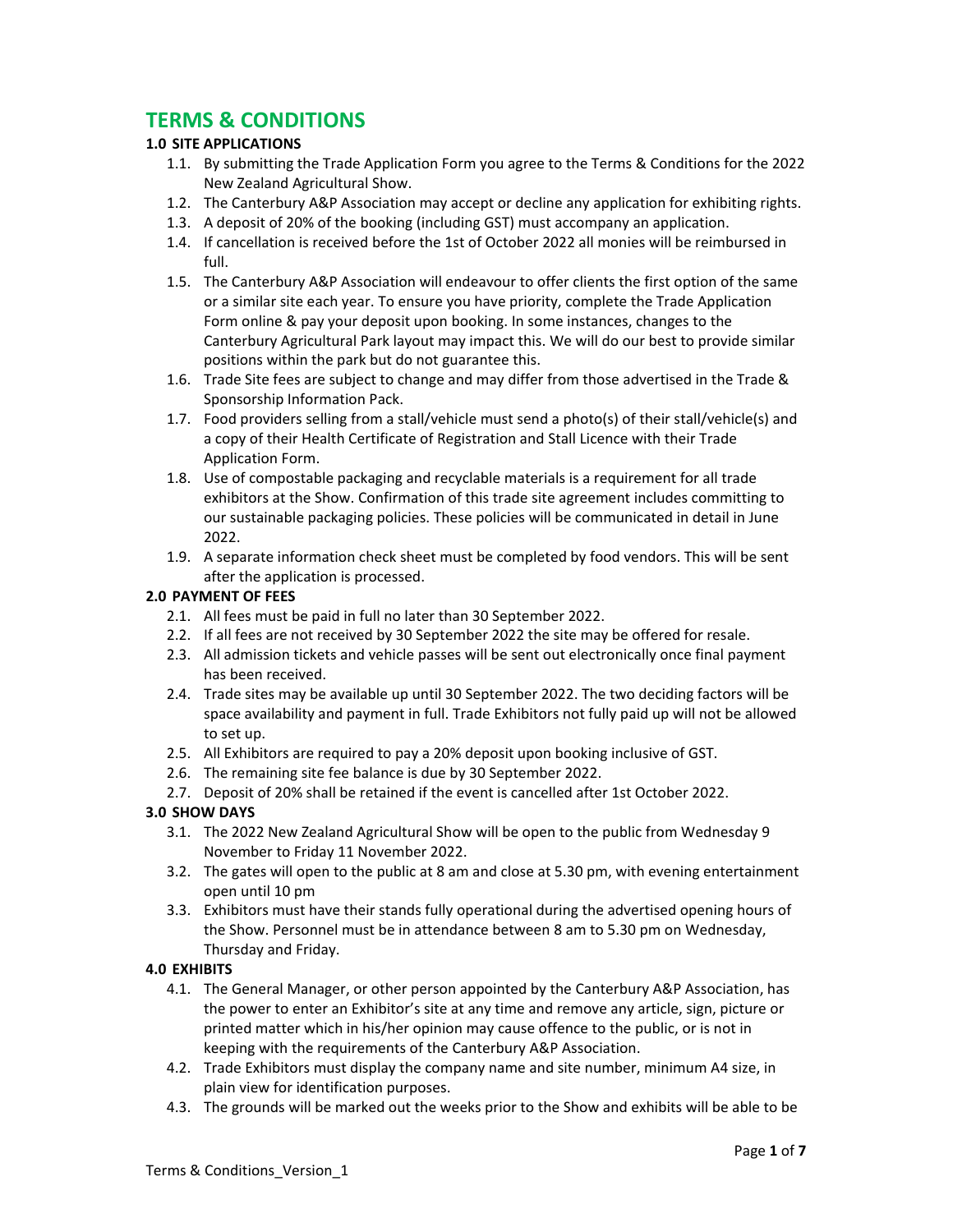# TERMS & CONDITIONS

### 1.0 SITE APPLICATIONS

1.1. By submitting the Trade Application Form you agree to the Terms & Conditions for the 2022 New Zealand Agricultural Show.

1.2. The Canterbury A&P Association may accept or decline any application for exhibiting rights.

1.3. A deposit of 20% of the booking (including GST) must accompany an application.

1.4. If cancellation is received before the 1st of October 2022 all monies will be reimbursed in full.

1.5. The Canterbury A&P Association will endeavour to offer clients the first option of the same or a similar site each year. To ensure you have priority, complete the Trade Application Form online & pay your deposit upon booking. In some instances, changes to the Canterbury Agricultural Park layout may impact this. We will do our best to provide similar positions within the park but do not guarantee this.

1.6. Trade Site fees are subject to change and may differ from those advertised in the Trade & Sponsorship Information Pack.

1.7. Food providers selling from a stall/vehicle must send a photo(s) of their stall/vehicle(s) and a copy of their Health Certificate of Registration and Stall Licence with their Trade Application Form.

1.8. Use of compostable packaging and recyclable materials is a requirement for all trade exhibitors at the Show. Confirmation of this trade site agreement includes committing to our sustainable packaging policies. These policies will be communicated in detail in June 2022.

1.9. A separate information check sheet must be completed by food vendors. This will be sent after the application is processed.

### 2.0 PAYMENT OF FEES

2.1. All fees must be paid in full no later than 30 September 2022.

2.2. If all fees are not received by 30 September 2022 the site may be offered for resale.

2.3. All admission tickets and vehicle passes will be sent out electronically once final payment has been received.

2.4. Trade sites may be available up until 30 September 2022. The two deciding factors will be space availability and payment in full. Trade Exhibitors not fully paid up will not be allowed to set up.

2.5. All Exhibitors are required to pay a 20% deposit upon booking inclusive of GST.

2.6. The remaining site fee balance is due by 30 September 2022.

2.7. Deposit of 20% shall be retained if the event is cancelled after 1st October 2022.

### 3.0 SHOW DAYS

3.1. The 2022 New Zealand Agricultural Show will be open to the public from Wednesday 9 November to Friday 11 November 2022.

3.2. The gates will open to the public at 8 am and close at 5.30 pm, with evening entertainment open until 10 pm

3.3. Exhibitors must have their stands fully operational during the advertised opening hours of the Show. Personnel must be in attendance between 8 am to 5.30 pm on Wednesday, Thursday and Friday.

### 4.0 EXHIBITS

4.1. The General Manager, or other person appointed by the Canterbury A&P Association, has the power to enter an Exhibitor's site at any time and remove any article, sign, picture or printed matter which in his/her opinion may cause offence to the public, or is not in keeping with the requirements of the Canterbury A&P Association.

4.2. Trade Exhibitors must display the company name and site number, minimum A4 size, in plain view for identification purposes.

4.3. The grounds will be marked out the weeks prior to the Show and exhibits will be able to be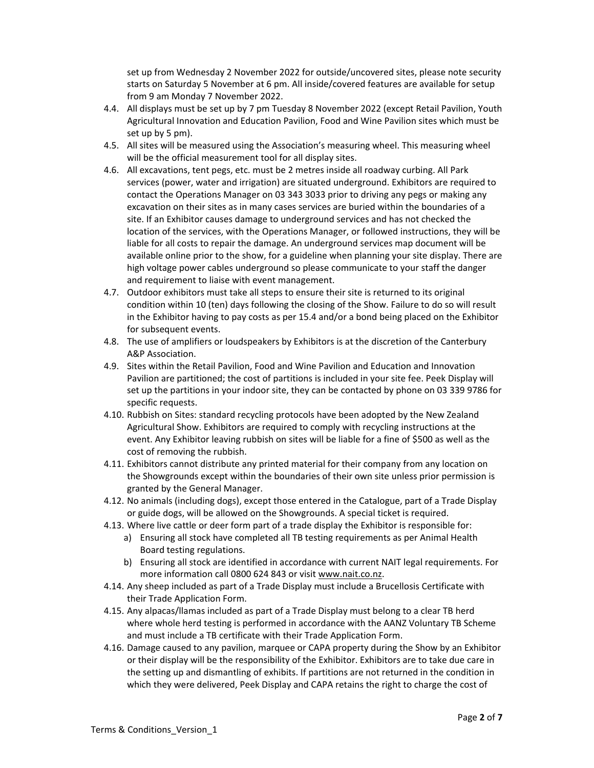set up from Wednesday 2 November 2022 for outside/uncovered sites, please note security starts on Saturday 5 November at 6 pm. All inside/covered features are available for setup from 9 am Monday 7 November 2022.

4.4. All displays must be set up by 7 pm Tuesday 8 November 2022 (except Retail Pavilion, Youth Agricultural Innovation and Education Pavilion, Food and Wine Pavilion sites which must be set up by 5 pm).

4.5. All sites will be measured using the Association's measuring wheel. This measuring wheel will be the official measurement tool for all display sites.

4.6. All excavations, tent pegs, etc. must be 2 metres inside all roadway curbing. All Park services (power, water and irrigation) are situated underground. Exhibitors are required to contact the Operations Manager on 03 343 3033 prior to driving any pegs or making any excavation on their sites as in many cases services are buried within the boundaries of a site. If an Exhibitor causes damage to underground services and has not checked the location of the services, with the Operations Manager, or followed instructions, they will be liable for all costs to repair the damage. An underground services map document will be available online prior to the show, for a guideline when planning your site display. There are high voltage power cables underground so please communicate to your staff the danger and requirement to liaise with event management.

4.7. Outdoor exhibitors must take all steps to ensure their site is returned to its original condition within 10 (ten) days following the closing of the Show. Failure to do so will result in the Exhibitor having to pay costs as per 15.4 and/or a bond being placed on the Exhibitor for subsequent events.

4.8. The use of amplifiers or loudspeakers by Exhibitors is at the discretion of the Canterbury A&P Association.

4.9. Sites within the Retail Pavilion, Food and Wine Pavilion and Education and Innovation Pavilion are partitioned; the cost of partitions is included in your site fee. Peek Display will set up the partitions in your indoor site, they can be contacted by phone on 03 339 9786 for specific requests.

4.10. Rubbish on Sites: standard recycling protocols have been adopted by the New Zealand Agricultural Show. Exhibitors are required to comply with recycling instructions at the event. Any Exhibitor leaving rubbish on sites will be liable for a fine of $500 as well as the cost of removing the rubbish.

4.11. Exhibitors cannot distribute any printed material for their company from any location on the Showgrounds except within the boundaries of their own site unless prior permission is granted by the General Manager.

4.12. No animals (including dogs), except those entered in the Catalogue, part of a Trade Display or guide dogs, will be allowed on the Showgrounds. A special ticket is required.

4.13. Where live cattle or deer form part of a trade display the Exhibitor is responsible for:

   a) Ensuring all stock have completed all TB testing requirements as per Animal Health Board testing regulations.
   b) Ensuring all stock are identified in accordance with current NAIT legal requirements. For more information call 0800 624 843 or visit www.nait.co.nz.

4.14. Any sheep included as part of a Trade Display must include a Brucellosis Certificate with their Trade Application Form.

4.15. Any alpacas/llamas included as part of a Trade Display must belong to a clear TB herd where whole herd testing is performed in accordance with the AANZ Voluntary TB Scheme and must include a TB certificate with their Trade Application Form.

4.16. Damage caused to any pavilion, marquee or CAPA property during the Show by an Exhibitor or their display will be the responsibility of the Exhibitor. Exhibitors are to take due care in the setting up and dismantling of exhibits. If partitions are not returned in the condition in which they were delivered, Peek Display and CAPA retains the right to charge the cost of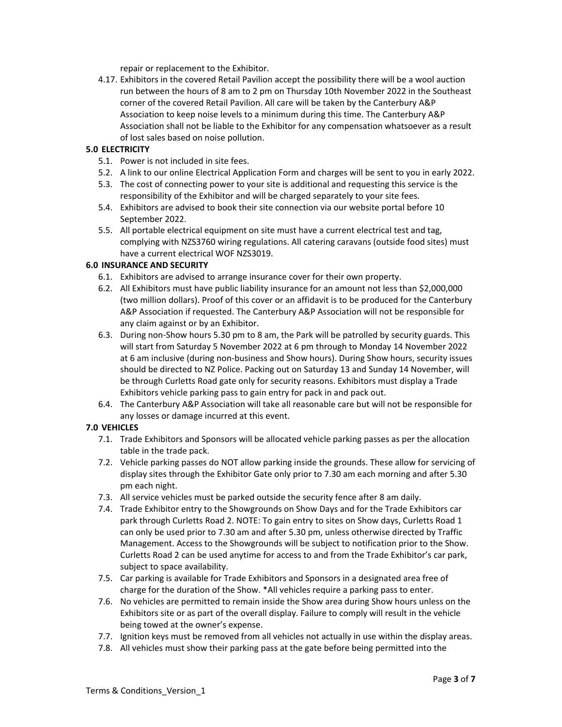repair or replacement to the Exhibitor.

4.17. Exhibitors in the covered Retail Pavilion accept the possibility there will be a wool auction run between the hours of 8 am to 2 pm on Thursday 10th November 2022 in the Southeast corner of the covered Retail Pavilion. All care will be taken by the Canterbury A&P Association to keep noise levels to a minimum during this time. The Canterbury A&P Association shall not be liable to the Exhibitor for any compensation whatsoever as a result of lost sales based on noise pollution.

**5.0 ELECTRICITY**

5.1. Power is not included in site fees.

5.2. A link to our online Electrical Application Form and charges will be sent to you in early 2022.

5.3. The cost of connecting power to your site is additional and requesting this service is the responsibility of the Exhibitor and will be charged separately to your site fees.

5.4. Exhibitors are advised to book their site connection via our website portal before 10 September 2022.

5.5. All portable electrical equipment on site must have a current electrical test and tag, complying with NZS3760 wiring regulations. All catering caravans (outside food sites) must have a current electrical WOF NZS3019.

**6.0 INSURANCE AND SECURITY**

6.1. Exhibitors are advised to arrange insurance cover for their own property.

6.2. All Exhibitors must have public liability insurance for an amount not less than $2,000,000 (two million dollars). Proof of this cover or an affidavit is to be produced for the Canterbury A&P Association if requested. The Canterbury A&P Association will not be responsible for any claim against or by an Exhibitor.

6.3. During non-Show hours 5.30 pm to 8 am, the Park will be patrolled by security guards. This will start from Saturday 5 November 2022 at 6 pm through to Monday 14 November 2022 at 6 am inclusive (during non-business and Show hours). During Show hours, security issues should be directed to NZ Police. Packing out on Saturday 13 and Sunday 14 November, will be through Curletts Road gate only for security reasons. Exhibitors must display a Trade Exhibitors vehicle parking pass to gain entry for pack in and pack out.

6.4. The Canterbury A&P Association will take all reasonable care but will not be responsible for any losses or damage incurred at this event.

**7.0 VEHICLES**

7.1. Trade Exhibitors and Sponsors will be allocated vehicle parking passes as per the allocation table in the trade pack.

7.2. Vehicle parking passes do NOT allow parking inside the grounds. These allow for servicing of display sites through the Exhibitor Gate only prior to 7.30 am each morning and after 5.30 pm each night.

7.3. All service vehicles must be parked outside the security fence after 8 am daily.

7.4. Trade Exhibitor entry to the Showgrounds on Show Days and for the Trade Exhibitors car park through Curletts Road 2. NOTE: To gain entry to sites on Show days, Curletts Road 1 can only be used prior to 7.30 am and after 5.30 pm, unless otherwise directed by Traffic Management. Access to the Showgrounds will be subject to notification prior to the Show. Curletts Road 2 can be used anytime for access to and from the Trade Exhibitor's car park, subject to space availability.

7.5. Car parking is available for Trade Exhibitors and Sponsors in a designated area free of charge for the duration of the Show. *All vehicles require a parking pass to enter.

7.6. No vehicles are permitted to remain inside the Show area during Show hours unless on the Exhibitors site or as part of the overall display. Failure to comply will result in the vehicle being towed at the owner's expense.

7.7. Ignition keys must be removed from all vehicles not actually in use within the display areas.

7.8. All vehicles must show their parking pass at the gate before being permitted into the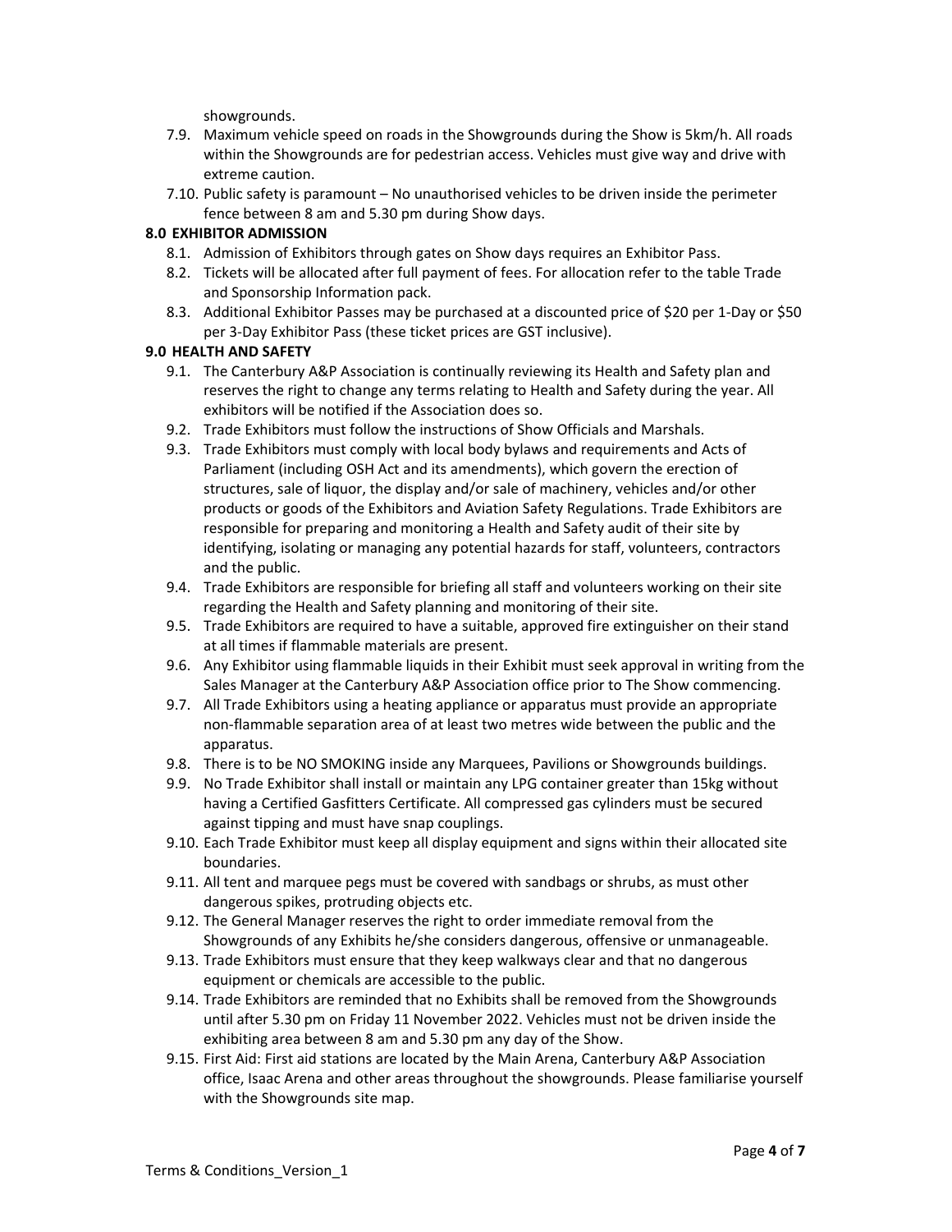showgrounds.

7.9. Maximum vehicle speed on roads in the Showgrounds during the Show is 5km/h. All roads within the Showgrounds are for pedestrian access. Vehicles must give way and drive with extreme caution.

7.10. Public safety is paramount – No unauthorised vehicles to be driven inside the perimeter fence between 8 am and 5.30 pm during Show days.

**8.0 EXHIBITOR ADMISSION**

8.1. Admission of Exhibitors through gates on Show days requires an Exhibitor Pass.

8.2. Tickets will be allocated after full payment of fees. For allocation refer to the table Trade and Sponsorship Information pack.

8.3. Additional Exhibitor Passes may be purchased at a discounted price of $20 per 1-Day or $50 per 3-Day Exhibitor Pass (these ticket prices are GST inclusive).

**9.0 HEALTH AND SAFETY**

9.1. The Canterbury A&P Association is continually reviewing its Health and Safety plan and reserves the right to change any terms relating to Health and Safety during the year. All exhibitors will be notified if the Association does so.

9.2. Trade Exhibitors must follow the instructions of Show Officials and Marshals.

9.3. Trade Exhibitors must comply with local body bylaws and requirements and Acts of Parliament (including OSH Act and its amendments), which govern the erection of structures, sale of liquor, the display and/or sale of machinery, vehicles and/or other products or goods of the Exhibitors and Aviation Safety Regulations. Trade Exhibitors are responsible for preparing and monitoring a Health and Safety audit of their site by identifying, isolating or managing any potential hazards for staff, volunteers, contractors and the public.

9.4. Trade Exhibitors are responsible for briefing all staff and volunteers working on their site regarding the Health and Safety planning and monitoring of their site.

9.5. Trade Exhibitors are required to have a suitable, approved fire extinguisher on their stand at all times if flammable materials are present.

9.6. Any Exhibitor using flammable liquids in their Exhibit must seek approval in writing from the Sales Manager at the Canterbury A&P Association office prior to The Show commencing.

9.7. All Trade Exhibitors using a heating appliance or apparatus must provide an appropriate non-flammable separation area of at least two metres wide between the public and the apparatus.

9.8. There is to be NO SMOKING inside any Marquees, Pavilions or Showgrounds buildings.

9.9. No Trade Exhibitor shall install or maintain any LPG container greater than 15kg without having a Certified Gasfitters Certificate. All compressed gas cylinders must be secured against tipping and must have snap couplings.

9.10. Each Trade Exhibitor must keep all display equipment and signs within their allocated site boundaries.

9.11. All tent and marquee pegs must be covered with sandbags or shrubs, as must other dangerous spikes, protruding objects etc.

9.12. The General Manager reserves the right to order immediate removal from the Showgrounds of any Exhibits he/she considers dangerous, offensive or unmanageable.

9.13. Trade Exhibitors must ensure that they keep walkways clear and that no dangerous equipment or chemicals are accessible to the public.

9.14. Trade Exhibitors are reminded that no Exhibits shall be removed from the Showgrounds until after 5.30 pm on Friday 11 November 2022. Vehicles must not be driven inside the exhibiting area between 8 am and 5.30 pm any day of the Show.

9.15. First Aid: First aid stations are located by the Main Arena, Canterbury A&P Association office, Isaac Arena and other areas throughout the showgrounds. Please familiarise yourself with the Showgrounds site map.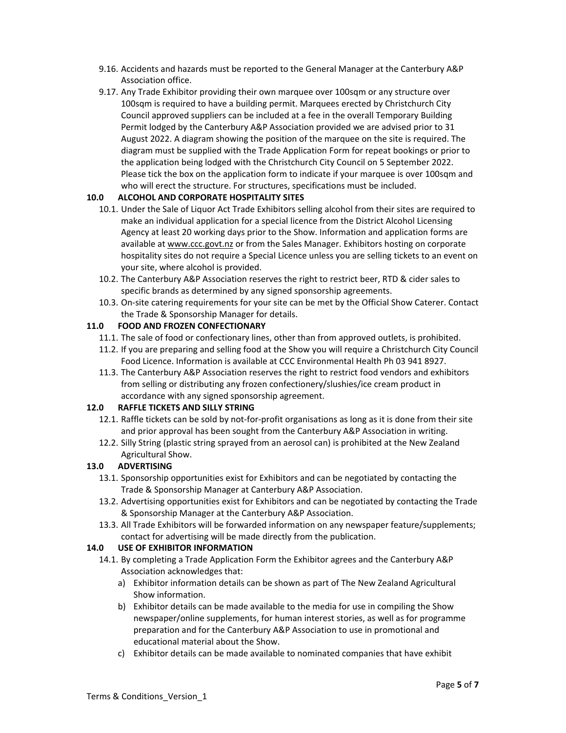9.16. Accidents and hazards must be reported to the General Manager at the Canterbury A&P Association office.

9.17. Any Trade Exhibitor providing their own marquee over 100sqm or any structure over 100sqm is required to have a building permit. Marquees erected by Christchurch City Council approved suppliers can be included at a fee in the overall Temporary Building Permit lodged by the Canterbury A&P Association provided we are advised prior to 31 August 2022. A diagram showing the position of the marquee on the site is required. The diagram must be supplied with the Trade Application Form for repeat bookings or prior to the application being lodged with the Christchurch City Council on 5 September 2022. Please tick the box on the application form to indicate if your marquee is over 100sqm and who will erect the structure. For structures, specifications must be included.

## 10.0 ALCOHOL AND CORPORATE HOSPITALITY SITES

10.1. Under the Sale of Liquor Act Trade Exhibitors selling alcohol from their sites are required to make an individual application for a special licence from the District Alcohol Licensing Agency at least 20 working days prior to the Show. Information and application forms are available at www.ccc.govt.nz or from the Sales Manager. Exhibitors hosting on corporate hospitality sites do not require a Special Licence unless you are selling tickets to an event on your site, where alcohol is provided.

10.2. The Canterbury A&P Association reserves the right to restrict beer, RTD & cider sales to specific brands as determined by any signed sponsorship agreements.

10.3. On-site catering requirements for your site can be met by the Official Show Caterer. Contact the Trade & Sponsorship Manager for details.

## 11.0 FOOD AND FROZEN CONFECTIONARY

11.1. The sale of food or confectionary lines, other than from approved outlets, is prohibited.

11.2. If you are preparing and selling food at the Show you will require a Christchurch City Council Food Licence. Information is available at CCC Environmental Health Ph 03 941 8927.

11.3. The Canterbury A&P Association reserves the right to restrict food vendors and exhibitors from selling or distributing any frozen confectionery/slushies/ice cream product in accordance with any signed sponsorship agreement.

## 12.0 RAFFLE TICKETS AND SILLY STRING

12.1. Raffle tickets can be sold by not-for-profit organisations as long as it is done from their site and prior approval has been sought from the Canterbury A&P Association in writing.

12.2. Silly String (plastic string sprayed from an aerosol can) is prohibited at the New Zealand Agricultural Show.

## 13.0 ADVERTISING

13.1. Sponsorship opportunities exist for Exhibitors and can be negotiated by contacting the Trade & Sponsorship Manager at Canterbury A&P Association.

13.2. Advertising opportunities exist for Exhibitors and can be negotiated by contacting the Trade & Sponsorship Manager at the Canterbury A&P Association.

13.3. All Trade Exhibitors will be forwarded information on any newspaper feature/supplements; contact for advertising will be made directly from the publication.

## 14.0 USE OF EXHIBITOR INFORMATION

14.1. By completing a Trade Application Form the Exhibitor agrees and the Canterbury A&P Association acknowledges that:

a) Exhibitor information details can be shown as part of The New Zealand Agricultural Show information.

b) Exhibitor details can be made available to the media for use in compiling the Show newspaper/online supplements, for human interest stories, as well as for programme preparation and for the Canterbury A&P Association to use in promotional and educational material about the Show.

c) Exhibitor details can be made available to nominated companies that have exhibit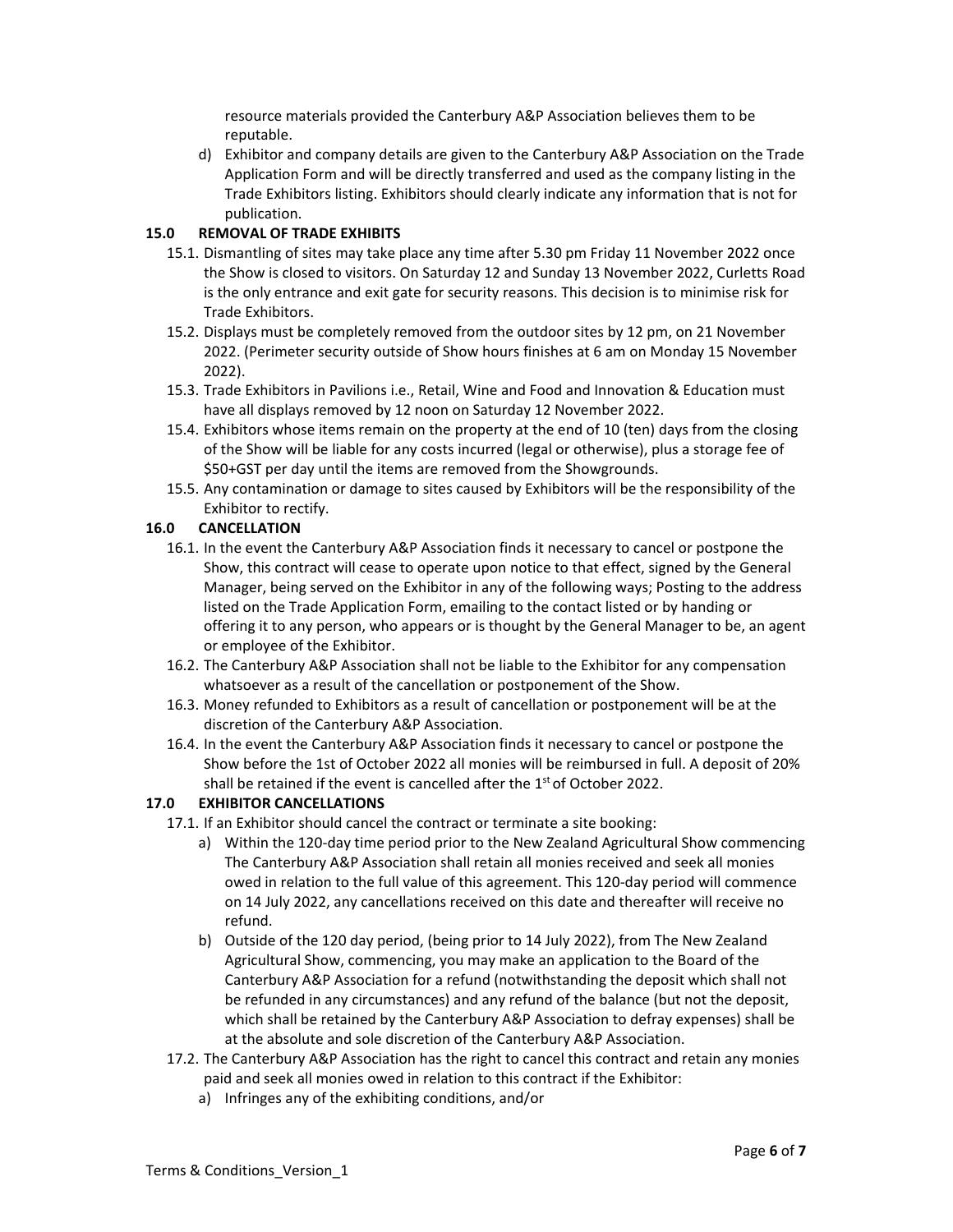resource materials provided the Canterbury A&P Association believes them to be reputable.

d) Exhibitor and company details are given to the Canterbury A&P Association on the Trade Application Form and will be directly transferred and used as the company listing in the Trade Exhibitors listing. Exhibitors should clearly indicate any information that is not for publication.

## 15.0 REMOVAL OF TRADE EXHIBITS

15.1. Dismantling of sites may take place any time after 5.30 pm Friday 11 November 2022 once the Show is closed to visitors. On Saturday 12 and Sunday 13 November 2022, Curletts Road is the only entrance and exit gate for security reasons. This decision is to minimise risk for Trade Exhibitors.

15.2. Displays must be completely removed from the outdoor sites by 12 pm, on 21 November 2022. (Perimeter security outside of Show hours finishes at 6 am on Monday 15 November 2022).

15.3. Trade Exhibitors in Pavilions i.e., Retail, Wine and Food and Innovation & Education must have all displays removed by 12 noon on Saturday 12 November 2022.

15.4. Exhibitors whose items remain on the property at the end of 10 (ten) days from the closing of the Show will be liable for any costs incurred (legal or otherwise), plus a storage fee of $50+GST per day until the items are removed from the Showgrounds.

15.5. Any contamination or damage to sites caused by Exhibitors will be the responsibility of the Exhibitor to rectify.

## 16.0 CANCELLATION

16.1. In the event the Canterbury A&P Association finds it necessary to cancel or postpone the Show, this contract will cease to operate upon notice to that effect, signed by the General Manager, being served on the Exhibitor in any of the following ways; Posting to the address listed on the Trade Application Form, emailing to the contact listed or by handing or offering it to any person, who appears or is thought by the General Manager to be, an agent or employee of the Exhibitor.

16.2. The Canterbury A&P Association shall not be liable to the Exhibitor for any compensation whatsoever as a result of the cancellation or postponement of the Show.

16.3. Money refunded to Exhibitors as a result of cancellation or postponement will be at the discretion of the Canterbury A&P Association.

16.4. In the event the Canterbury A&P Association finds it necessary to cancel or postpone the Show before the 1st of October 2022 all monies will be reimbursed in full. A deposit of 20% shall be retained if the event is cancelled after the 1st of October 2022.

## 17.0 EXHIBITOR CANCELLATIONS

17.1. If an Exhibitor should cancel the contract or terminate a site booking:

a) Within the 120-day time period prior to the New Zealand Agricultural Show commencing The Canterbury A&P Association shall retain all monies received and seek all monies owed in relation to the full value of this agreement. This 120-day period will commence on 14 July 2022, any cancellations received on this date and thereafter will receive no refund.

b) Outside of the 120 day period, (being prior to 14 July 2022), from The New Zealand Agricultural Show, commencing, you may make an application to the Board of the Canterbury A&P Association for a refund (notwithstanding the deposit which shall not be refunded in any circumstances) and any refund of the balance (but not the deposit, which shall be retained by the Canterbury A&P Association to defray expenses) shall be at the absolute and sole discretion of the Canterbury A&P Association.

17.2. The Canterbury A&P Association has the right to cancel this contract and retain any monies paid and seek all monies owed in relation to this contract if the Exhibitor:

a) Infringes any of the exhibiting conditions, and/or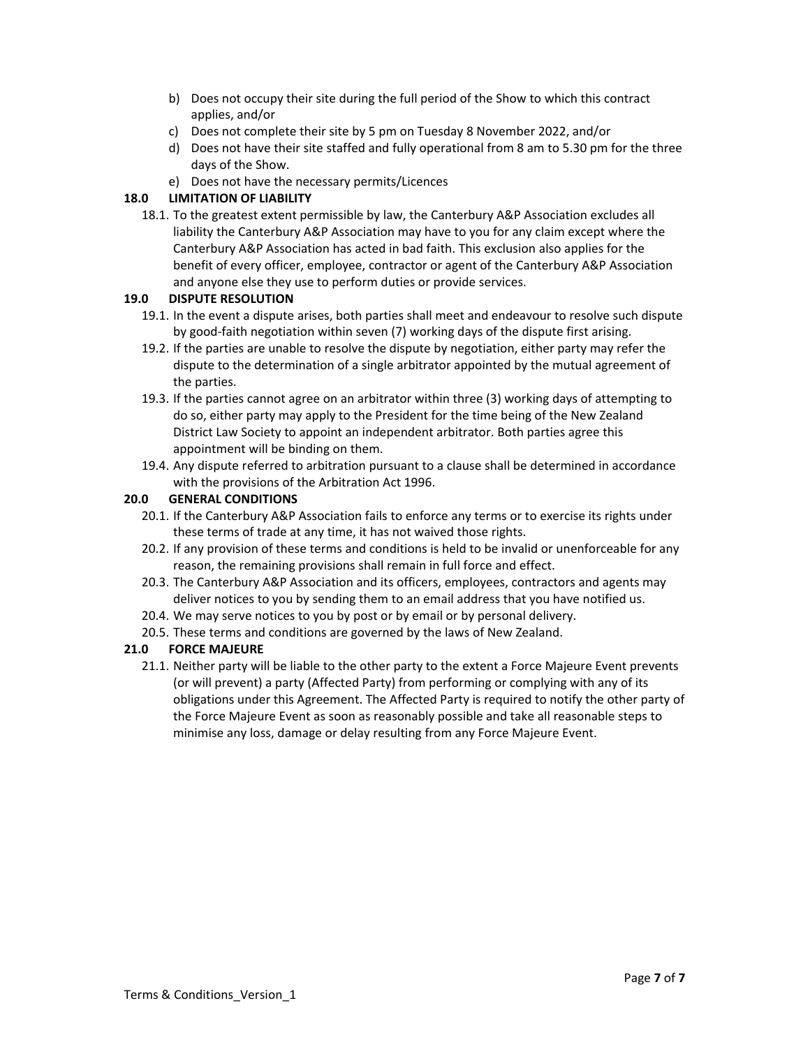b) Does not occupy their site during the full period of the Show to which this contract applies, and/or
c) Does not complete their site by 5 pm on Tuesday 8 November 2022, and/or
d) Does not have their site staffed and fully operational from 8 am to 5.30 pm for the three days of the Show.
e) Does not have the necessary permits/Licences

**18.0 LIMITATION OF LIABILITY**

18.1. To the greatest extent permissible by law, the Canterbury A&P Association excludes all liability the Canterbury A&P Association may have to you for any claim except where the Canterbury A&P Association has acted in bad faith. This exclusion also applies for the benefit of every officer, employee, contractor or agent of the Canterbury A&P Association and anyone else they use to perform duties or provide services.

**19.0 DISPUTE RESOLUTION**

19.1. In the event a dispute arises, both parties shall meet and endeavour to resolve such dispute by good-faith negotiation within seven (7) working days of the dispute first arising.

19.2. If the parties are unable to resolve the dispute by negotiation, either party may refer the dispute to the determination of a single arbitrator appointed by the mutual agreement of the parties.

19.3. If the parties cannot agree on an arbitrator within three (3) working days of attempting to do so, either party may apply to the President for the time being of the New Zealand District Law Society to appoint an independent arbitrator. Both parties agree this appointment will be binding on them.

19.4. Any dispute referred to arbitration pursuant to a clause shall be determined in accordance with the provisions of the Arbitration Act 1996.

**20.0 GENERAL CONDITIONS**

20.1. If the Canterbury A&P Association fails to enforce any terms or to exercise its rights under these terms of trade at any time, it has not waived those rights.

20.2. If any provision of these terms and conditions is held to be invalid or unenforceable for any reason, the remaining provisions shall remain in full force and effect.

20.3. The Canterbury A&P Association and its officers, employees, contractors and agents may deliver notices to you by sending them to an email address that you have notified us.

20.4. We may serve notices to you by post or by email or by personal delivery.

20.5. These terms and conditions are governed by the laws of New Zealand.

**21.0 FORCE MAJEURE**

21.1. Neither party will be liable to the other party to the extent a Force Majeure Event prevents (or will prevent) a party (Affected Party) from performing or complying with any of its obligations under this Agreement. The Affected Party is required to notify the other party of the Force Majeure Event as soon as reasonably possible and take all reasonable steps to minimise any loss, damage or delay resulting from any Force Majeure Event.